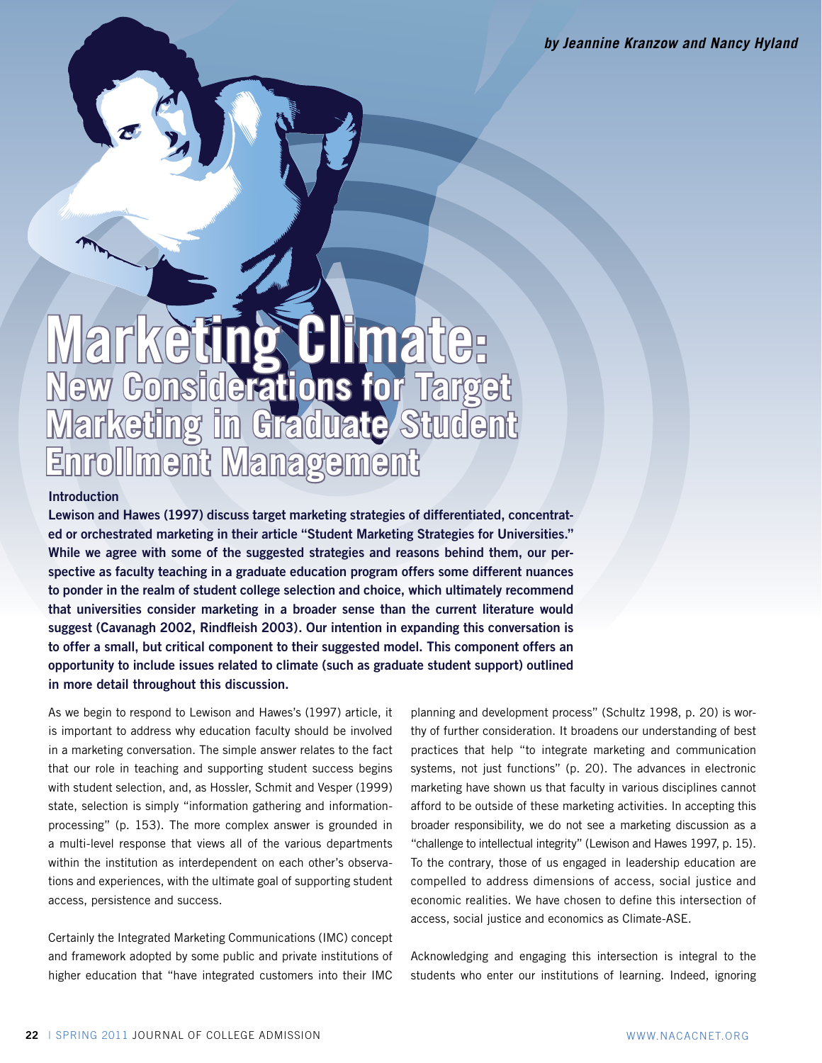*by Jeannine Kranzow and Nancy Hyland*

# Marketing Climate: New Considerations for Target Marketing in Graduate Student Enrollment Management

## Introduction

**Lewison and Hawes (1997) discuss target marketing strategies of differentiated, concentrated or orchestrated marketing in their article "Student Marketing Strategies for Universities." While we agree with some of the suggested strategies and reasons behind them, our perspective as faculty teaching in a graduate education program offers some different nuances to ponder in the realm of student college selection and choice, which ultimately recommend that universities consider marketing in a broader sense than the current literature would suggest (Cavanagh 2002, Rindfleish 2003). Our intention in expanding this conversation is to offer a small, but critical component to their suggested model. This component offers an opportunity to include issues related to climate (such as graduate student support) outlined in more detail throughout this discussion.**

As we begin to respond to Lewison and Hawes's (1997) article, it is important to address why education faculty should be involved in a marketing conversation. The simple answer relates to the fact that our role in teaching and supporting student success begins with student selection, and, as Hossler, Schmit and Vesper (1999) state, selection is simply "information gathering and information-processing" (p. 153). The more complex answer is grounded in a multi-level response that views all of the various departments within the institution as interdependent on each other's observations and experiences, with the ultimate goal of supporting student access, persistence and success.

Certainly the Integrated Marketing Communications (IMC) concept and framework adopted by some public and private institutions of higher education that "have integrated customers into their IMC planning and development process" (Schultz 1998, p. 20) is worthy of further consideration. It broadens our understanding of best practices that help "to integrate marketing and communication systems, not just functions" (p. 20). The advances in electronic marketing have shown us that faculty in various disciplines cannot afford to be outside of these marketing activities. In accepting this broader responsibility, we do not see a marketing discussion as a "challenge to intellectual integrity" (Lewison and Hawes 1997, p. 15). To the contrary, those of us engaged in leadership education are compelled to address dimensions of access, social justice and economic realities. We have chosen to define this intersection of access, social justice and economics as Climate-ASE.

Acknowledging and engaging this intersection is integral to the students who enter our institutions of learning. Indeed, ignoring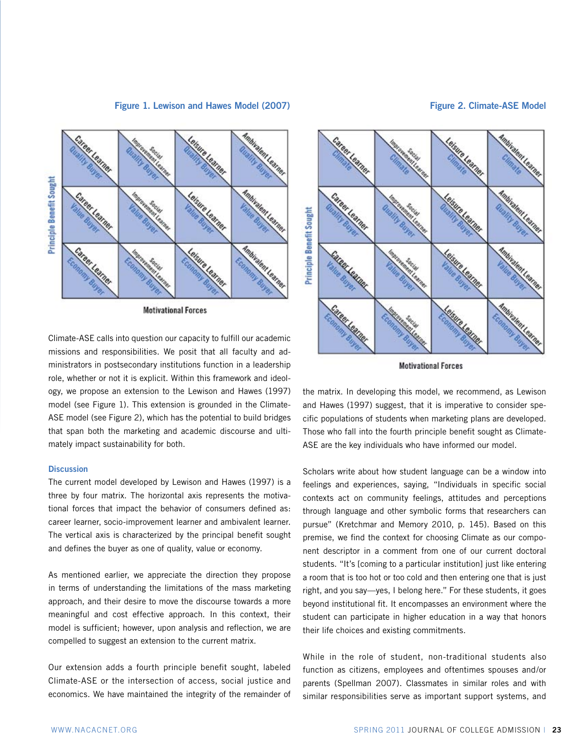**Figure 1. Lewison and Hawes Model (2007)**

| Principle Benefit Sought | | | | |
|---|---|---|---|---|
| | Career Learner / Quality Buyer | Social Improvement Learner / Quality Buyer | Leisure Learner / Quality Buyer | Ambivalent Learner / Quality Buyer |
| | Career Learner / Value Buyer | Social Improvement Learner / Value Buyer | Leisure Learner / Value Buyer | Ambivalent Learner / Value Buyer |
| | Career Learner / Economy Buyer | Social Improvement Learner / Economy Buyer | Leisure Learner / Economy Buyer | Ambivalent Learner / Economy Buyer |

Motivational Forces

**Figure 2. Climate-ASE Model**

| Principle Benefit Sought | | | | |
|---|---|---|---|---|
| | Career Learner / Climate | Social Improvement Learner / Climate | Leisure Learner / Climate | Ambivalent Learner / Climate |
| | Career Learner / Quality Buyer | Social Improvement Learner / Quality Buyer | Leisure Learner / Quality Buyer | Ambivalent Learner / Quality Buyer |
| | Career Learner / Value Buyer | Social Improvement Learner / Value Buyer | Leisure Learner / Value Buyer | Ambivalent Learner / Value Buyer |
| | Career Learner / Economy Buyer | Social Improvement Learner / Economy Buyer | Leisure Learner / Economy Buyer | Ambivalent Learner / Economy Buyer |

Motivational Forces

Climate-ASE calls into question our capacity to fulfill our academic missions and responsibilities. We posit that all faculty and administrators in postsecondary institutions function in a leadership role, whether or not it is explicit. Within this framework and ideology, we propose an extension to the Lewison and Hawes (1997) model (see Figure 1). This extension is grounded in the Climate-ASE model (see Figure 2), which has the potential to build bridges that span both the marketing and academic discourse and ultimately impact sustainability for both.

### Discussion

The current model developed by Lewison and Hawes (1997) is a three by four matrix. The horizontal axis represents the motivational forces that impact the behavior of consumers defined as: career learner, socio-improvement learner and ambivalent learner. The vertical axis is characterized by the principal benefit sought and defines the buyer as one of quality, value or economy.

As mentioned earlier, we appreciate the direction they propose in terms of understanding the limitations of the mass marketing approach, and their desire to move the discourse towards a more meaningful and cost effective approach. In this context, their model is sufficient; however, upon analysis and reflection, we are compelled to suggest an extension to the current matrix.

Our extension adds a fourth principle benefit sought, labeled Climate-ASE or the intersection of access, social justice and economics. We have maintained the integrity of the remainder of the matrix. In developing this model, we recommend, as Lewison and Hawes (1997) suggest, that it is imperative to consider specific populations of students when marketing plans are developed. Those who fall into the fourth principle benefit sought as Climate-ASE are the key individuals who have informed our model.

Scholars write about how student language can be a window into feelings and experiences, saying, "Individuals in specific social contexts act on community feelings, attitudes and perceptions through language and other symbolic forms that researchers can pursue" (Kretchmar and Memory 2010, p. 145). Based on this premise, we find the context for choosing Climate as our component descriptor in a comment from one of our current doctoral students. "It's [coming to a particular institution] just like entering a room that is too hot or too cold and then entering one that is just right, and you say—yes, I belong here." For these students, it goes beyond institutional fit. It encompasses an environment where the student can participate in higher education in a way that honors their life choices and existing commitments.

While in the role of student, non-traditional students also function as citizens, employees and oftentimes spouses and/or parents (Spellman 2007). Classmates in similar roles and with similar responsibilities serve as important support systems, and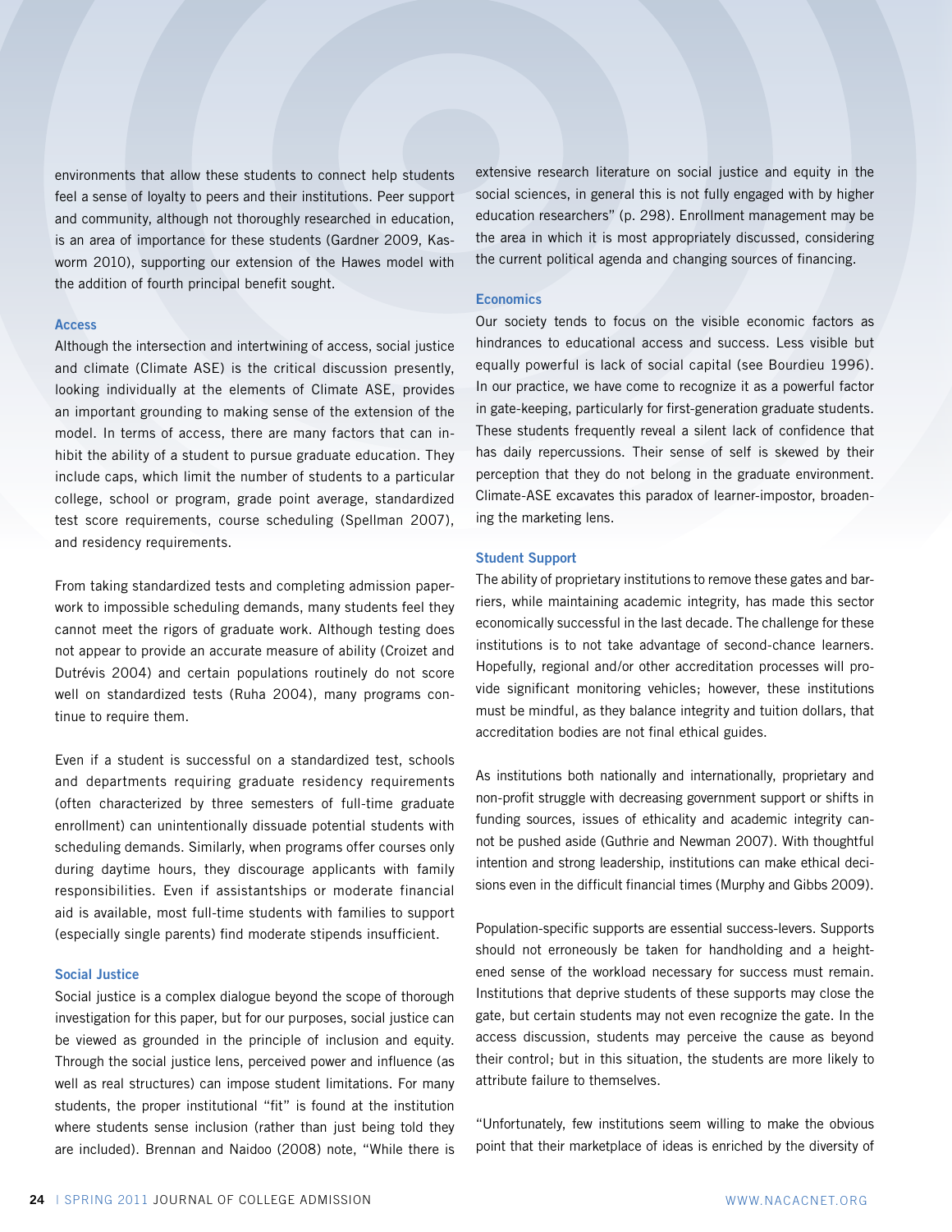environments that allow these students to connect help students feel a sense of loyalty to peers and their institutions. Peer support and community, although not thoroughly researched in education, is an area of importance for these students (Gardner 2009, Kasworm 2010), supporting our extension of the Hawes model with the addition of fourth principal benefit sought.

### Access

Although the intersection and intertwining of access, social justice and climate (Climate ASE) is the critical discussion presently, looking individually at the elements of Climate ASE, provides an important grounding to making sense of the extension of the model. In terms of access, there are many factors that can inhibit the ability of a student to pursue graduate education. They include caps, which limit the number of students to a particular college, school or program, grade point average, standardized test score requirements, course scheduling (Spellman 2007), and residency requirements.

From taking standardized tests and completing admission paperwork to impossible scheduling demands, many students feel they cannot meet the rigors of graduate work. Although testing does not appear to provide an accurate measure of ability (Croizet and Dutrévis 2004) and certain populations routinely do not score well on standardized tests (Ruha 2004), many programs continue to require them.

Even if a student is successful on a standardized test, schools and departments requiring graduate residency requirements (often characterized by three semesters of full-time graduate enrollment) can unintentionally dissuade potential students with scheduling demands. Similarly, when programs offer courses only during daytime hours, they discourage applicants with family responsibilities. Even if assistantships or moderate financial aid is available, most full-time students with families to support (especially single parents) find moderate stipends insufficient.

### Social Justice

Social justice is a complex dialogue beyond the scope of thorough investigation for this paper, but for our purposes, social justice can be viewed as grounded in the principle of inclusion and equity. Through the social justice lens, perceived power and influence (as well as real structures) can impose student limitations. For many students, the proper institutional "fit" is found at the institution where students sense inclusion (rather than just being told they are included). Brennan and Naidoo (2008) note, "While there is extensive research literature on social justice and equity in the social sciences, in general this is not fully engaged with by higher education researchers" (p. 298). Enrollment management may be the area in which it is most appropriately discussed, considering the current political agenda and changing sources of financing.

### Economics

Our society tends to focus on the visible economic factors as hindrances to educational access and success. Less visible but equally powerful is lack of social capital (see Bourdieu 1996). In our practice, we have come to recognize it as a powerful factor in gate-keeping, particularly for first-generation graduate students. These students frequently reveal a silent lack of confidence that has daily repercussions. Their sense of self is skewed by their perception that they do not belong in the graduate environment. Climate-ASE excavates this paradox of learner-impostor, broadening the marketing lens.

### Student Support

The ability of proprietary institutions to remove these gates and barriers, while maintaining academic integrity, has made this sector economically successful in the last decade. The challenge for these institutions is to not take advantage of second-chance learners. Hopefully, regional and/or other accreditation processes will provide significant monitoring vehicles; however, these institutions must be mindful, as they balance integrity and tuition dollars, that accreditation bodies are not final ethical guides.

As institutions both nationally and internationally, proprietary and non-profit struggle with decreasing government support or shifts in funding sources, issues of ethicality and academic integrity cannot be pushed aside (Guthrie and Newman 2007). With thoughtful intention and strong leadership, institutions can make ethical decisions even in the difficult financial times (Murphy and Gibbs 2009).

Population-specific supports are essential success-levers. Supports should not erroneously be taken for handholding and a heightened sense of the workload necessary for success must remain. Institutions that deprive students of these supports may close the gate, but certain students may not even recognize the gate. In the access discussion, students may perceive the cause as beyond their control; but in this situation, the students are more likely to attribute failure to themselves.

"Unfortunately, few institutions seem willing to make the obvious point that their marketplace of ideas is enriched by the diversity of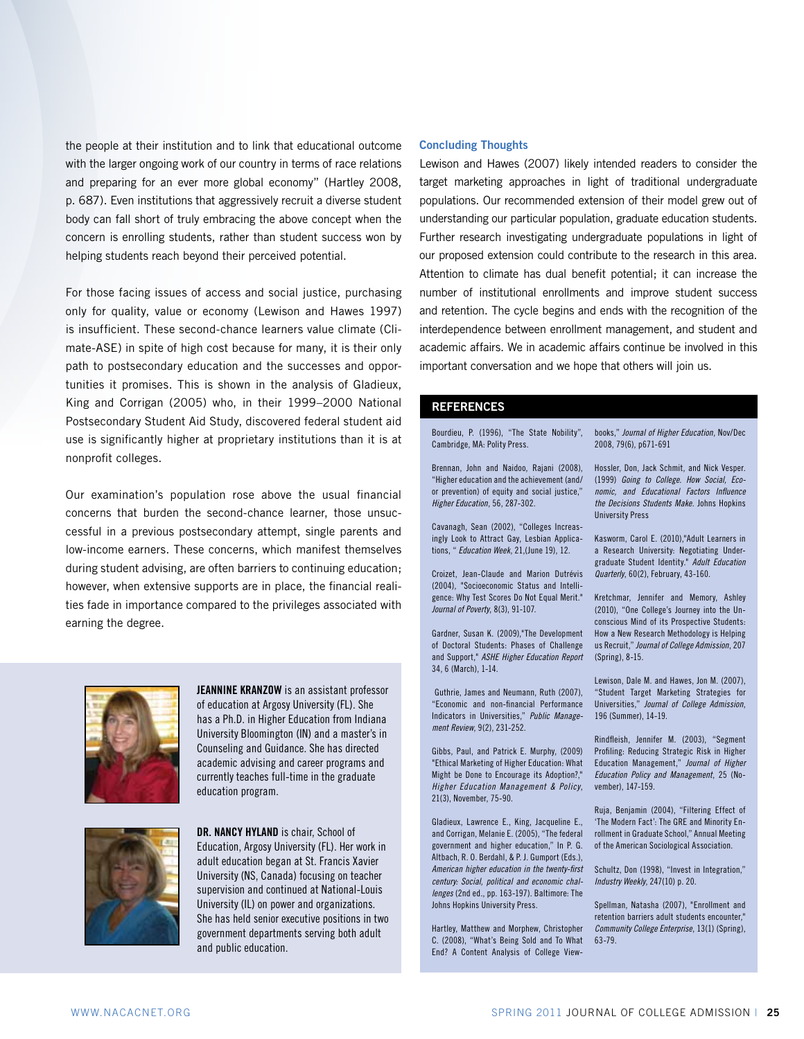the people at their institution and to link that educational outcome with the larger ongoing work of our country in terms of race relations and preparing for an ever more global economy" (Hartley 2008, p. 687). Even institutions that aggressively recruit a diverse student body can fall short of truly embracing the above concept when the concern is enrolling students, rather than student success won by helping students reach beyond their perceived potential.

For those facing issues of access and social justice, purchasing only for quality, value or economy (Lewison and Hawes 1997) is insufficient. These second-chance learners value climate (Climate-ASE) in spite of high cost because for many, it is their only path to postsecondary education and the successes and opportunities it promises. This is shown in the analysis of Gladieux, King and Corrigan (2005) who, in their 1999–2000 National Postsecondary Student Aid Study, discovered federal student aid use is significantly higher at proprietary institutions than it is at nonprofit colleges.

Our examination's population rose above the usual financial concerns that burden the second-chance learner, those unsuccessful in a previous postsecondary attempt, single parents and low-income earners. These concerns, which manifest themselves during student advising, are often barriers to continuing education; however, when extensive supports are in place, the financial realities fade in importance compared to the privileges associated with earning the degree.

**JEANNINE KRANZOW** is an assistant professor of education at Argosy University (FL). She has a Ph.D. in Higher Education from Indiana University Bloomington (IN) and a master's in Counseling and Guidance. She has directed academic advising and career programs and currently teaches full-time in the graduate education program.

**DR. NANCY HYLAND** is chair, School of Education, Argosy University (FL). Her work in adult education began at St. Francis Xavier University (NS, Canada) focusing on teacher supervision and continued at National-Louis University (IL) on power and organizations. She has held senior executive positions in two government departments serving both adult and public education.

### Concluding Thoughts

Lewison and Hawes (2007) likely intended readers to consider the target marketing approaches in light of traditional undergraduate populations. Our recommended extension of their model grew out of understanding our particular population, graduate education students. Further research investigating undergraduate populations in light of our proposed extension could contribute to the research in this area. Attention to climate has dual benefit potential; it can increase the number of institutional enrollments and improve student success and retention. The cycle begins and ends with the recognition of the interdependence between enrollment management, and student and academic affairs. We in academic affairs continue be involved in this important conversation and we hope that others will join us.

## REFERENCES

Bourdieu, P. (1996), "The State Nobility", Cambridge, MA: Polity Press.

Brennan, John and Naidoo, Rajani (2008), "Higher education and the achievement (and/or prevention) of equity and social justice," *Higher Education*, 56, 287-302.

Cavanagh, Sean (2002), "Colleges Increasingly Look to Attract Gay, Lesbian Applications, " *Education Week*, 21,(June 19), 12.

Croizet, Jean-Claude and Marion Dutrévis (2004), "Socioeconomic Status and Intelligence: Why Test Scores Do Not Equal Merit." *Journal of Poverty*, 8(3), 91-107.

Gardner, Susan K. (2009),"The Development of Doctoral Students: Phases of Challenge and Support," *ASHE Higher Education Report* 34, 6 (March), 1-14.

Guthrie, James and Neumann, Ruth (2007), "Economic and non-financial Performance Indicators in Universities," *Public Management Review*, 9(2), 231-252.

Gibbs, Paul, and Patrick E. Murphy, (2009) "Ethical Marketing of Higher Education: What Might be Done to Encourage its Adoption?," *Higher Education Management & Policy*, 21(3), November, 75-90.

Gladieux, Lawrence E., King, Jacqueline E., and Corrigan, Melanie E. (2005), "The federal government and higher education," In P. G. Altbach, R. O. Berdahl, & P. J. Gumport (Eds.), *American higher education in the twenty-first century: Social, political and economic challenges* (2nd ed., pp. 163-197). Baltimore: The Johns Hopkins University Press.

Hartley, Matthew and Morphew, Christopher C. (2008), "What's Being Sold and To What End? A Content Analysis of College Viewbooks," *Journal of Higher Education*, Nov/Dec 2008, 79(6), p671-691

Hossler, Don, Jack Schmit, and Nick Vesper. (1999) *Going to College. How Social, Economic, and Educational Factors Influence the Decisions Students Make.* Johns Hopkins University Press

Kasworm, Carol E. (2010),"Adult Learners in a Research University: Negotiating Undergraduate Student Identity." *Adult Education Quarterly*, 60(2), February, 43-160.

Kretchmar, Jennifer and Memory, Ashley (2010), "One College's Journey into the Unconscious Mind of its Prospective Students: How a New Research Methodology is Helping us Recruit," *Journal of College Admission*, 207 (Spring), 8-15.

Lewison, Dale M. and Hawes, Jon M. (2007), "Student Target Marketing Strategies for Universities," *Journal of College Admission*, 196 (Summer), 14-19.

Rindfleish, Jennifer M. (2003), "Segment Profiling: Reducing Strategic Risk in Higher Education Management," *Journal of Higher Education Policy and Management*, 25 (November), 147-159.

Ruja, Benjamin (2004), "Filtering Effect of 'The Modern Fact': The GRE and Minority Enrollment in Graduate School," Annual Meeting of the American Sociological Association.

Schultz, Don (1998), "Invest in Integration," *Industry Weekly*, 247(10) p. 20.

Spellman, Natasha (2007), "Enrollment and retention barriers adult students encounter," *Community College Enterprise*, 13(1) (Spring), 63-79.